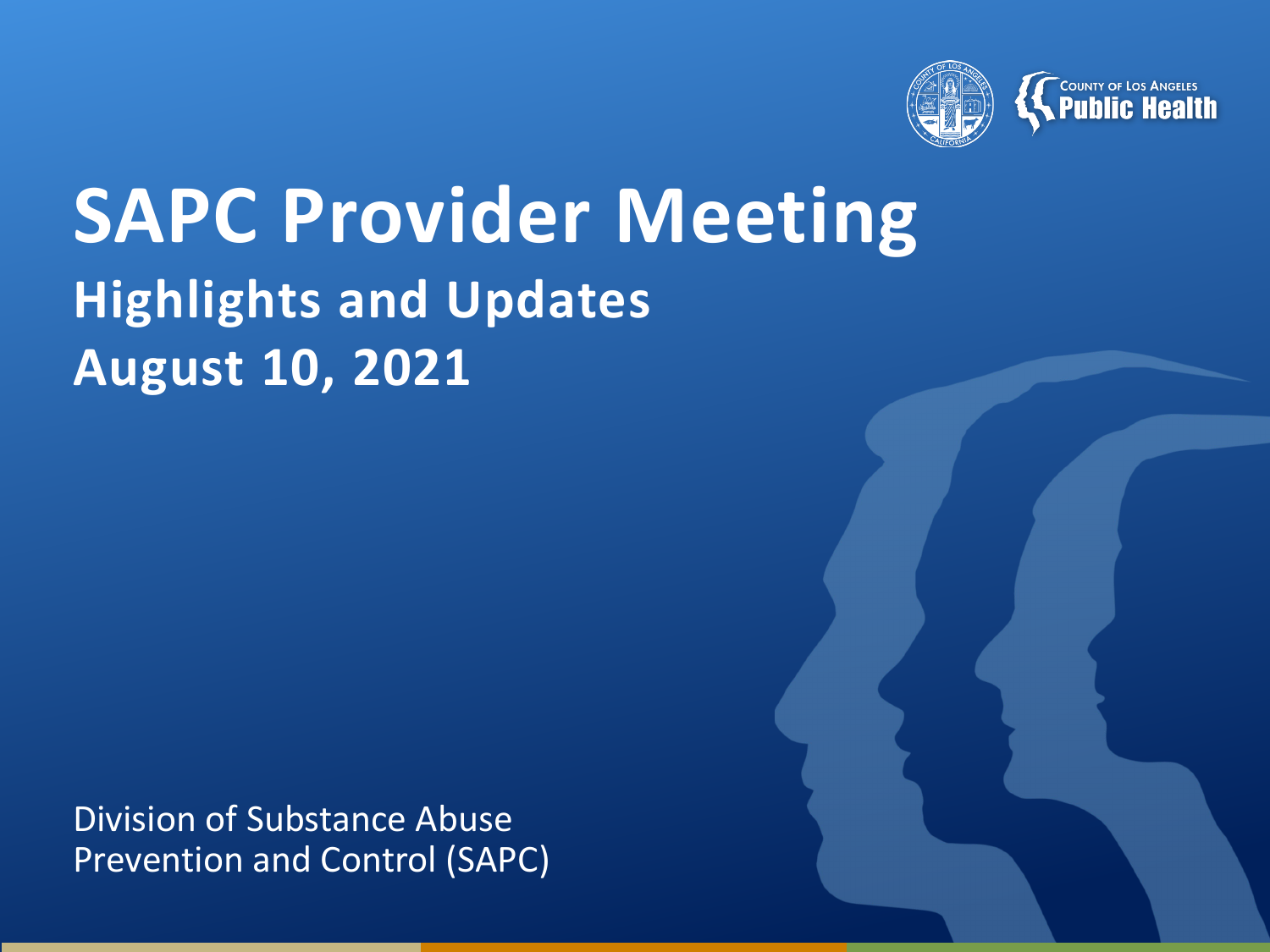COUNTY OF LOS ANGELES
Public Health

# SAPC Provider Meeting

## Highlights and Updates

## August 10, 2021

Division of Substance Abuse Prevention and Control (SAPC)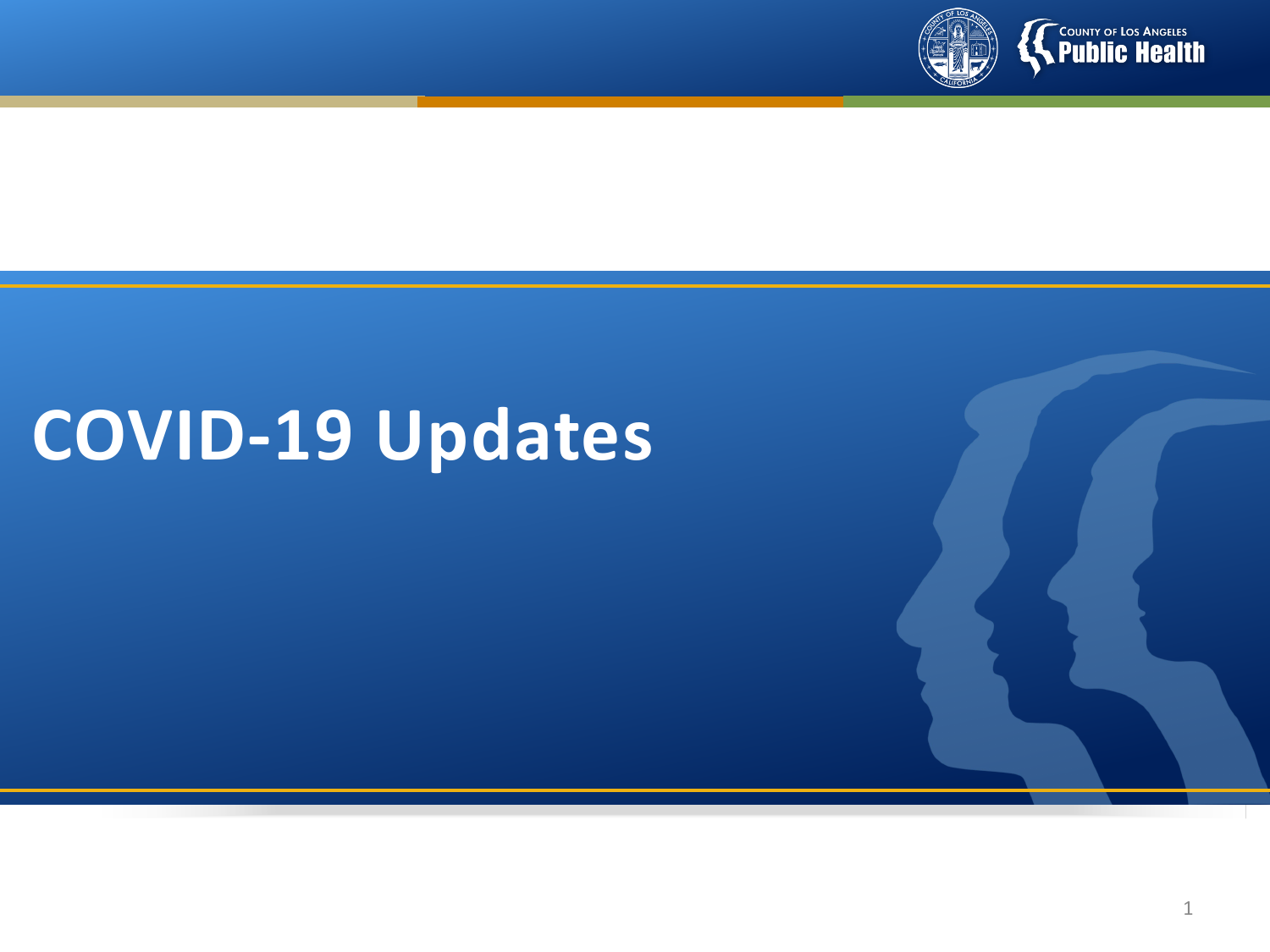# COVID-19 Updates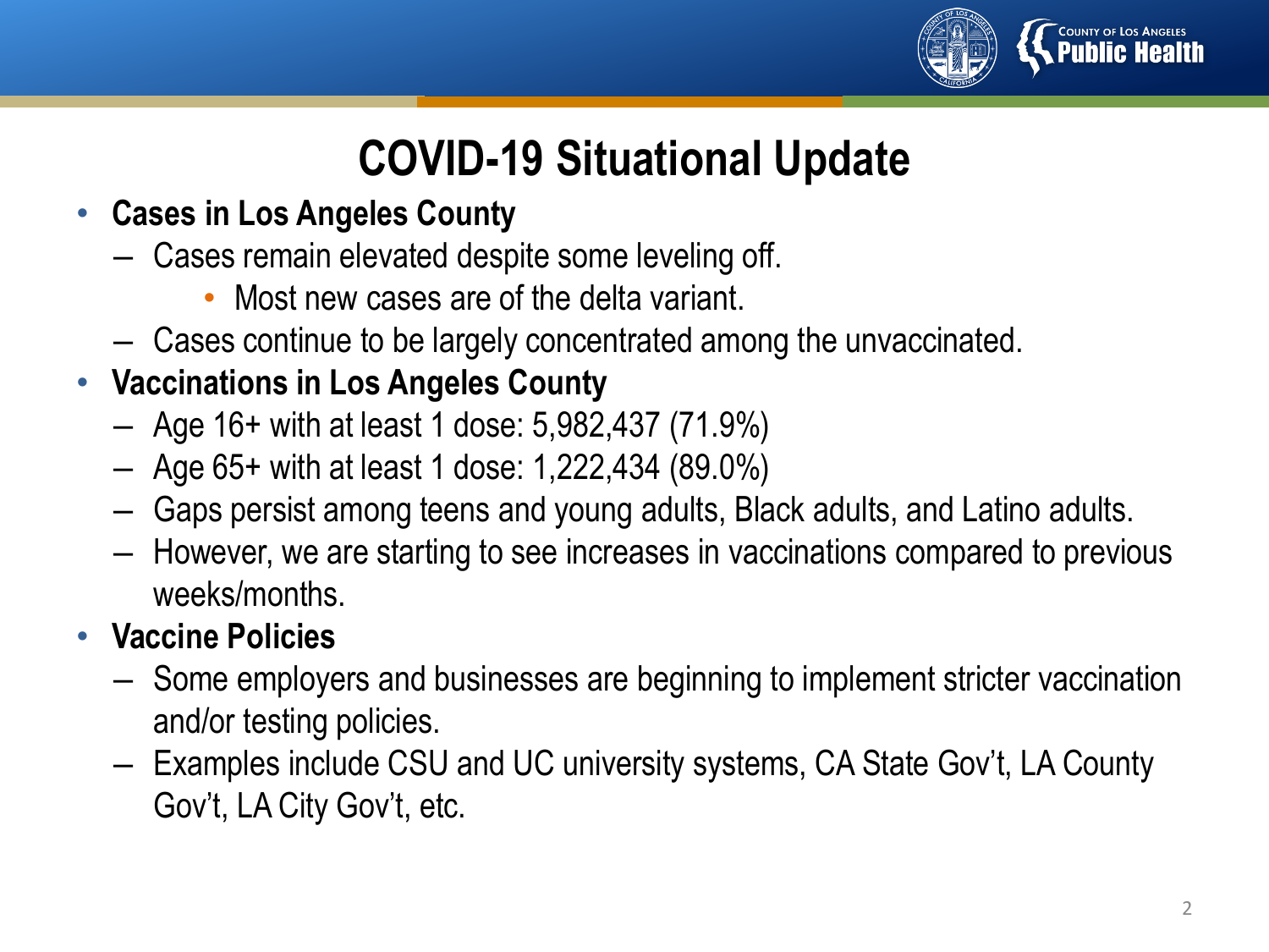# COVID-19 Situational Update

- **Cases in Los Angeles County**
  - Cases remain elevated despite some leveling off.
    - Most new cases are of the delta variant.
  - Cases continue to be largely concentrated among the unvaccinated.
- **Vaccinations in Los Angeles County**
  - Age 16+ with at least 1 dose: 5,982,437 (71.9%)
  - Age 65+ with at least 1 dose: 1,222,434 (89.0%)
  - Gaps persist among teens and young adults, Black adults, and Latino adults.
  - However, we are starting to see increases in vaccinations compared to previous weeks/months.
- **Vaccine Policies**
  - Some employers and businesses are beginning to implement stricter vaccination and/or testing policies.
  - Examples include CSU and UC university systems, CA State Gov't, LA County Gov't, LA City Gov't, etc.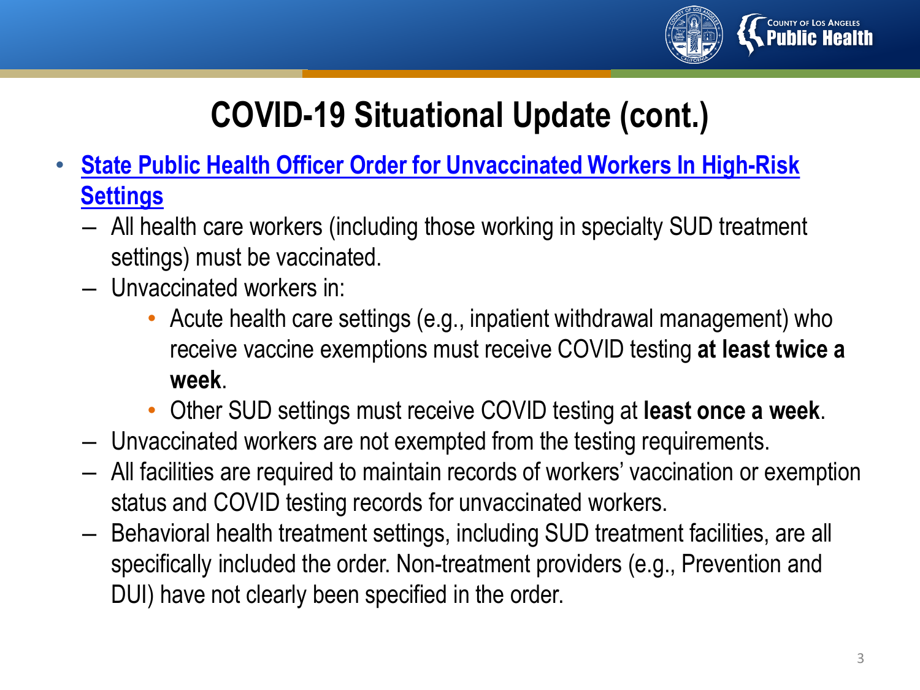# COVID-19 Situational Update (cont.)

- **State Public Health Officer Order for Unvaccinated Workers In High-Risk Settings**
  - All health care workers (including those working in specialty SUD treatment settings) must be vaccinated.
  - Unvaccinated workers in:
    - Acute health care settings (e.g., inpatient withdrawal management) who receive vaccine exemptions must receive COVID testing **at least twice a week**.
    - Other SUD settings must receive COVID testing at **least once a week**.
  - Unvaccinated workers are not exempted from the testing requirements.
  - All facilities are required to maintain records of workers' vaccination or exemption status and COVID testing records for unvaccinated workers.
  - Behavioral health treatment settings, including SUD treatment facilities, are all specifically included the order. Non-treatment providers (e.g., Prevention and DUI) have not clearly been specified in the order.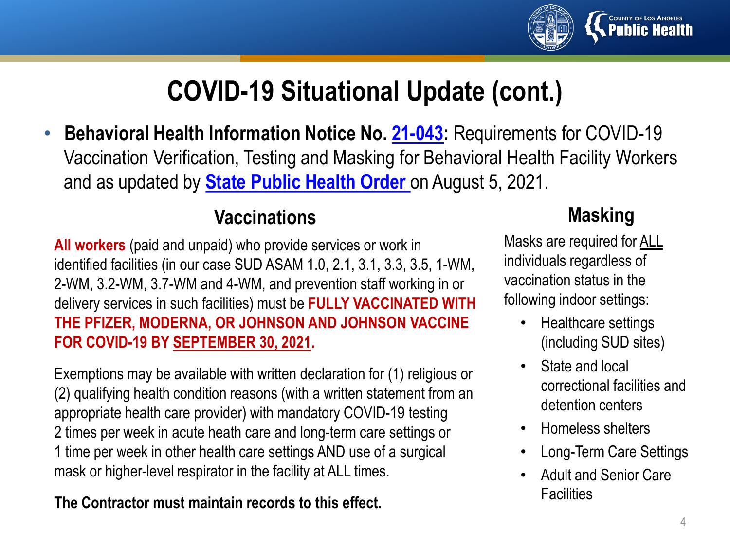# COVID-19 Situational Update (cont.)

- **Behavioral Health Information Notice No. 21-043:** Requirements for COVID-19 Vaccination Verification, Testing and Masking for Behavioral Health Facility Workers and as updated by **State Public Health Order** on August 5, 2021.

## Vaccinations

**All workers** (paid and unpaid) who provide services or work in identified facilities (in our case SUD ASAM 1.0, 2.1, 3.1, 3.3, 3.5, 1-WM, 2-WM, 3.2-WM, 3.7-WM and 4-WM, and prevention staff working in or delivery services in such facilities) must be **FULLY VACCINATED WITH THE PFIZER, MODERNA, OR JOHNSON AND JOHNSON VACCINE FOR COVID-19 BY SEPTEMBER 30, 2021.**

Exemptions may be available with written declaration for (1) religious or (2) qualifying health condition reasons (with a written statement from an appropriate health care provider) with mandatory COVID-19 testing 2 times per week in acute heath care and long-term care settings or 1 time per week in other health care settings AND use of a surgical mask or higher-level respirator in the facility at ALL times.

**The Contractor must maintain records to this effect.**

## Masking

Masks are required for ALL individuals regardless of vaccination status in the following indoor settings:

- Healthcare settings (including SUD sites)
- State and local correctional facilities and detention centers
- Homeless shelters
- Long-Term Care Settings
- Adult and Senior Care Facilities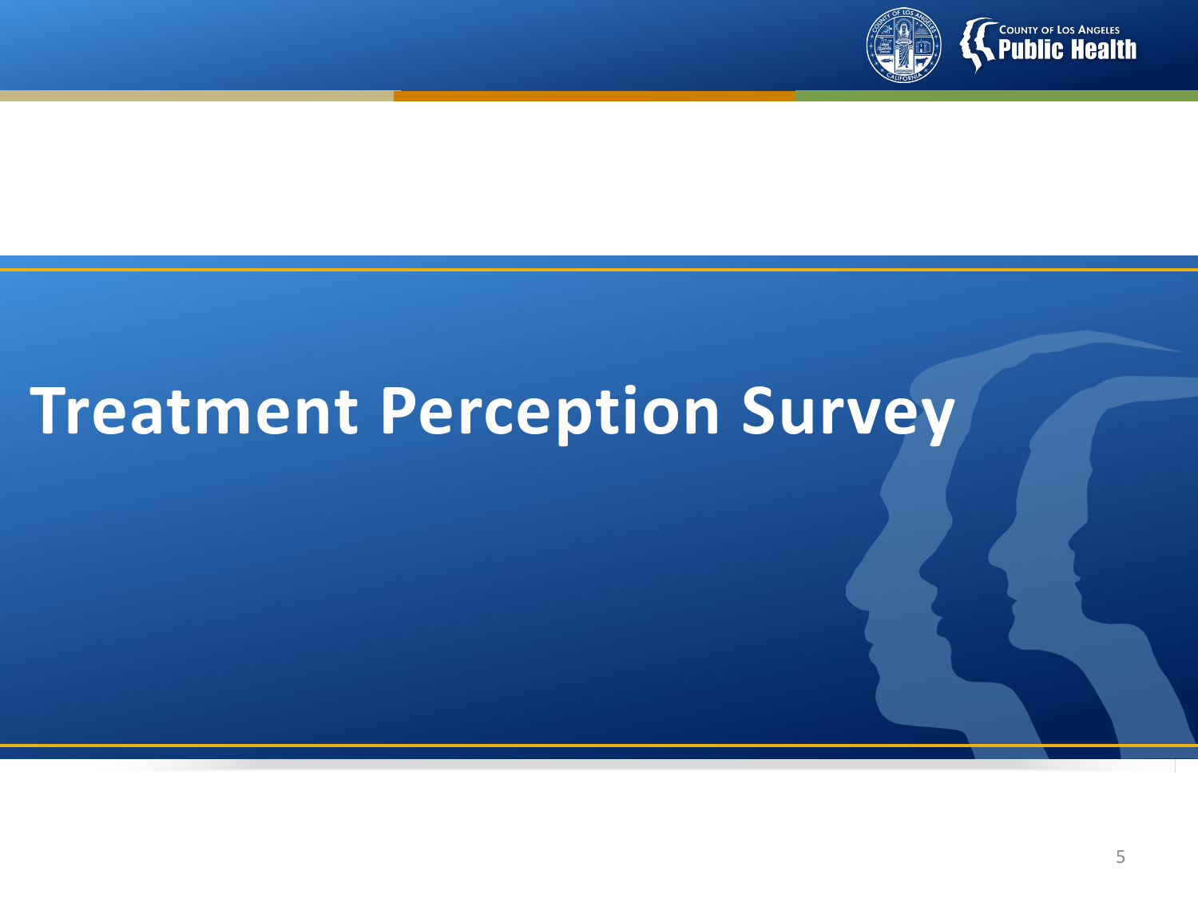# Treatment Perception Survey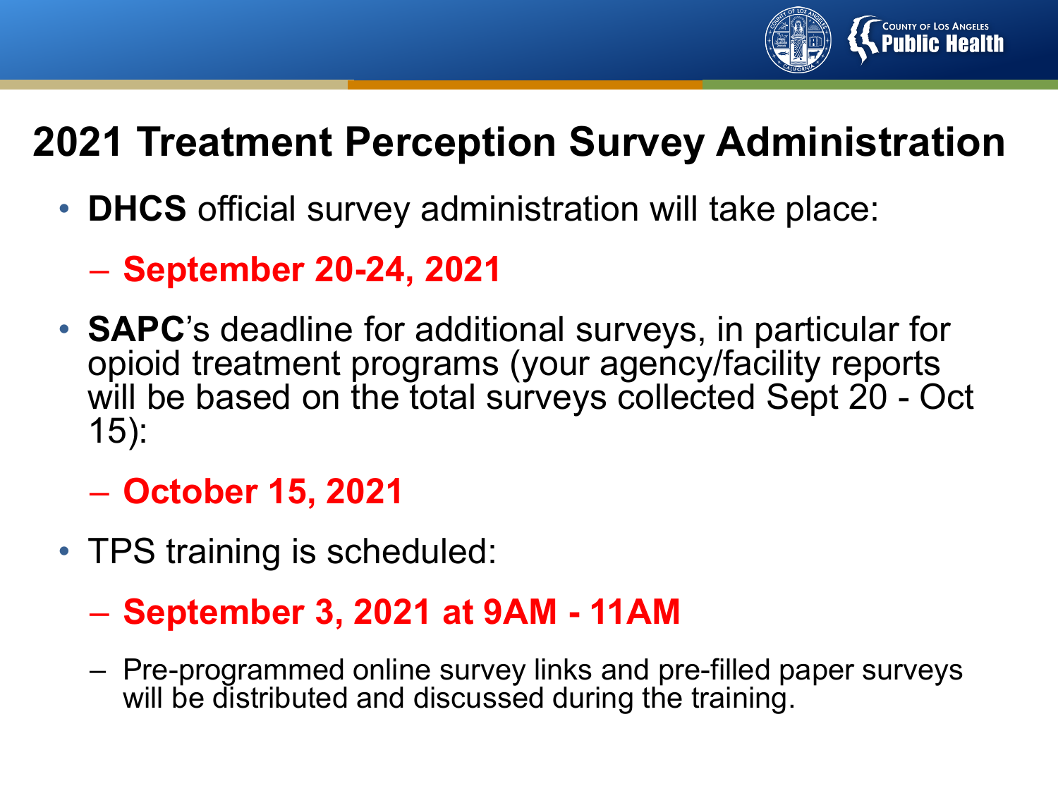# 2021 Treatment Perception Survey Administration

- **DHCS** official survey administration will take place:
  - **September 20-24, 2021**
- **SAPC**'s deadline for additional surveys, in particular for opioid treatment programs (your agency/facility reports will be based on the total surveys collected Sept 20 - Oct 15):
  - **October 15, 2021**
- TPS training is scheduled:
  - **September 3, 2021 at 9AM - 11AM**
  - Pre-programmed online survey links and pre-filled paper surveys will be distributed and discussed during the training.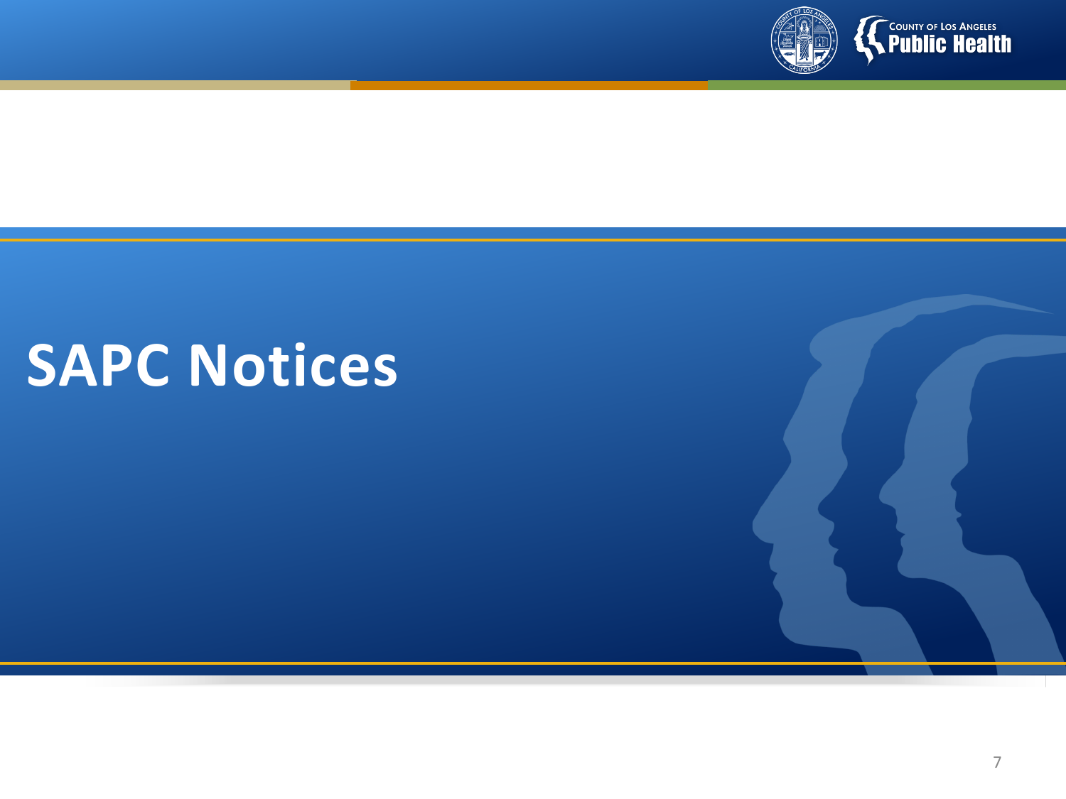# SAPC Notices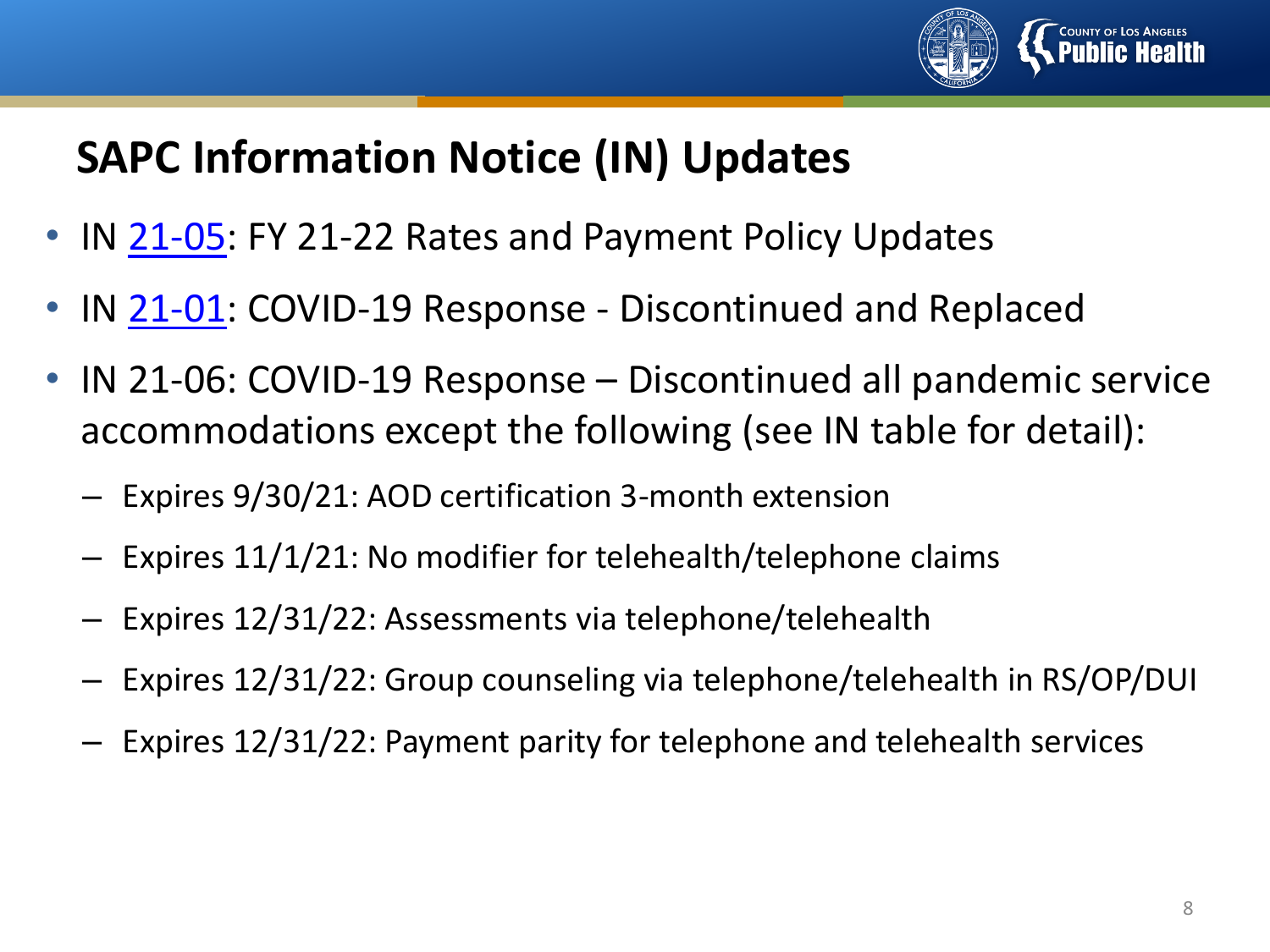## SAPC Information Notice (IN) Updates

- IN 21-05: FY 21-22 Rates and Payment Policy Updates
- IN 21-01: COVID-19 Response - Discontinued and Replaced
- IN 21-06: COVID-19 Response – Discontinued all pandemic service accommodations except the following (see IN table for detail):
  - Expires 9/30/21: AOD certification 3-month extension
  - Expires 11/1/21: No modifier for telehealth/telephone claims
  - Expires 12/31/22: Assessments via telephone/telehealth
  - Expires 12/31/22: Group counseling via telephone/telehealth in RS/OP/DUI
  - Expires 12/31/22: Payment parity for telephone and telehealth services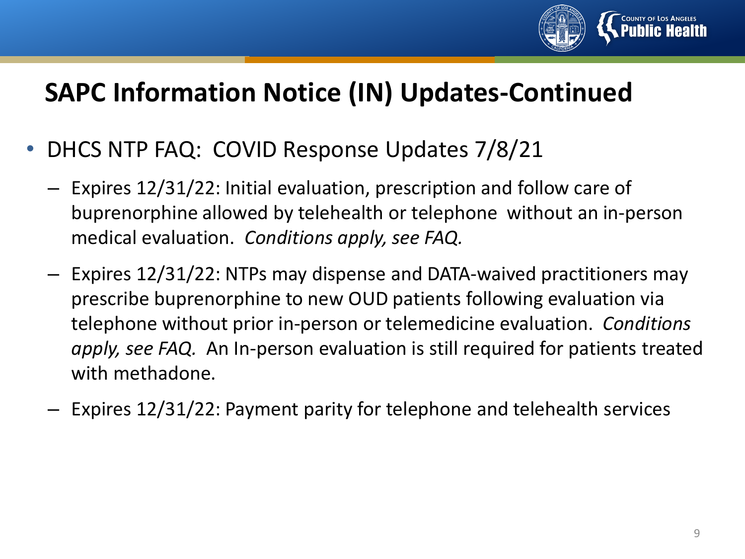# SAPC Information Notice (IN) Updates-Continued

- DHCS NTP FAQ: COVID Response Updates 7/8/21
  - Expires 12/31/22: Initial evaluation, prescription and follow care of buprenorphine allowed by telehealth or telephone without an in-person medical evaluation. *Conditions apply, see FAQ.*
  - Expires 12/31/22: NTPs may dispense and DATA-waived practitioners may prescribe buprenorphine to new OUD patients following evaluation via telephone without prior in-person or telemedicine evaluation. *Conditions apply, see FAQ.* An In-person evaluation is still required for patients treated with methadone.
  - Expires 12/31/22: Payment parity for telephone and telehealth services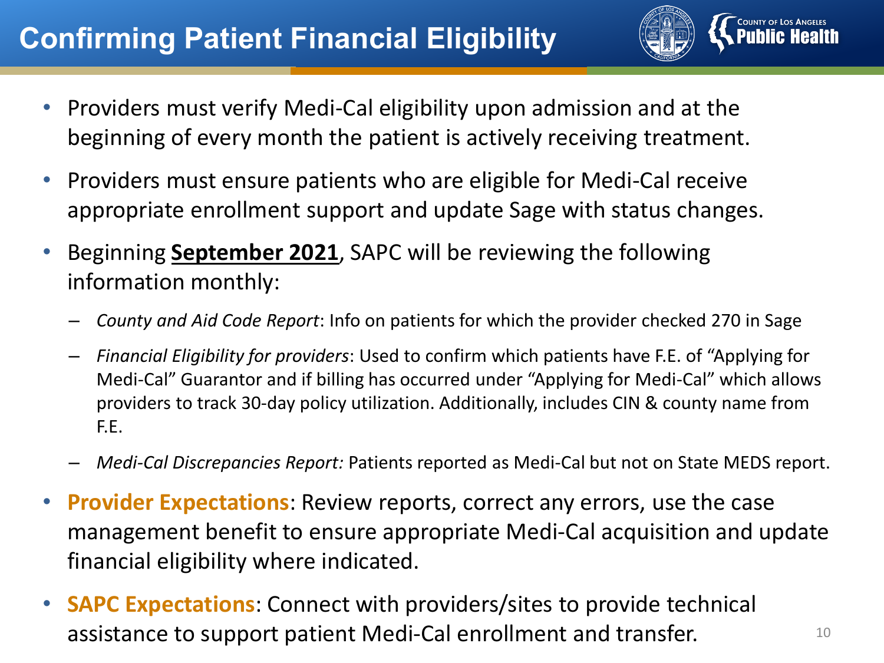# Confirming Patient Financial Eligibility

- Providers must verify Medi-Cal eligibility upon admission and at the beginning of every month the patient is actively receiving treatment.
- Providers must ensure patients who are eligible for Medi-Cal receive appropriate enrollment support and update Sage with status changes.
- Beginning **September 2021**, SAPC will be reviewing the following information monthly:
  - *County and Aid Code Report*: Info on patients for which the provider checked 270 in Sage
  - *Financial Eligibility for providers*: Used to confirm which patients have F.E. of "Applying for Medi-Cal" Guarantor and if billing has occurred under "Applying for Medi-Cal" which allows providers to track 30-day policy utilization. Additionally, includes CIN & county name from F.E.
  - *Medi-Cal Discrepancies Report:* Patients reported as Medi-Cal but not on State MEDS report.
- **Provider Expectations**: Review reports, correct any errors, use the case management benefit to ensure appropriate Medi-Cal acquisition and update financial eligibility where indicated.
- **SAPC Expectations**: Connect with providers/sites to provide technical assistance to support patient Medi-Cal enrollment and transfer.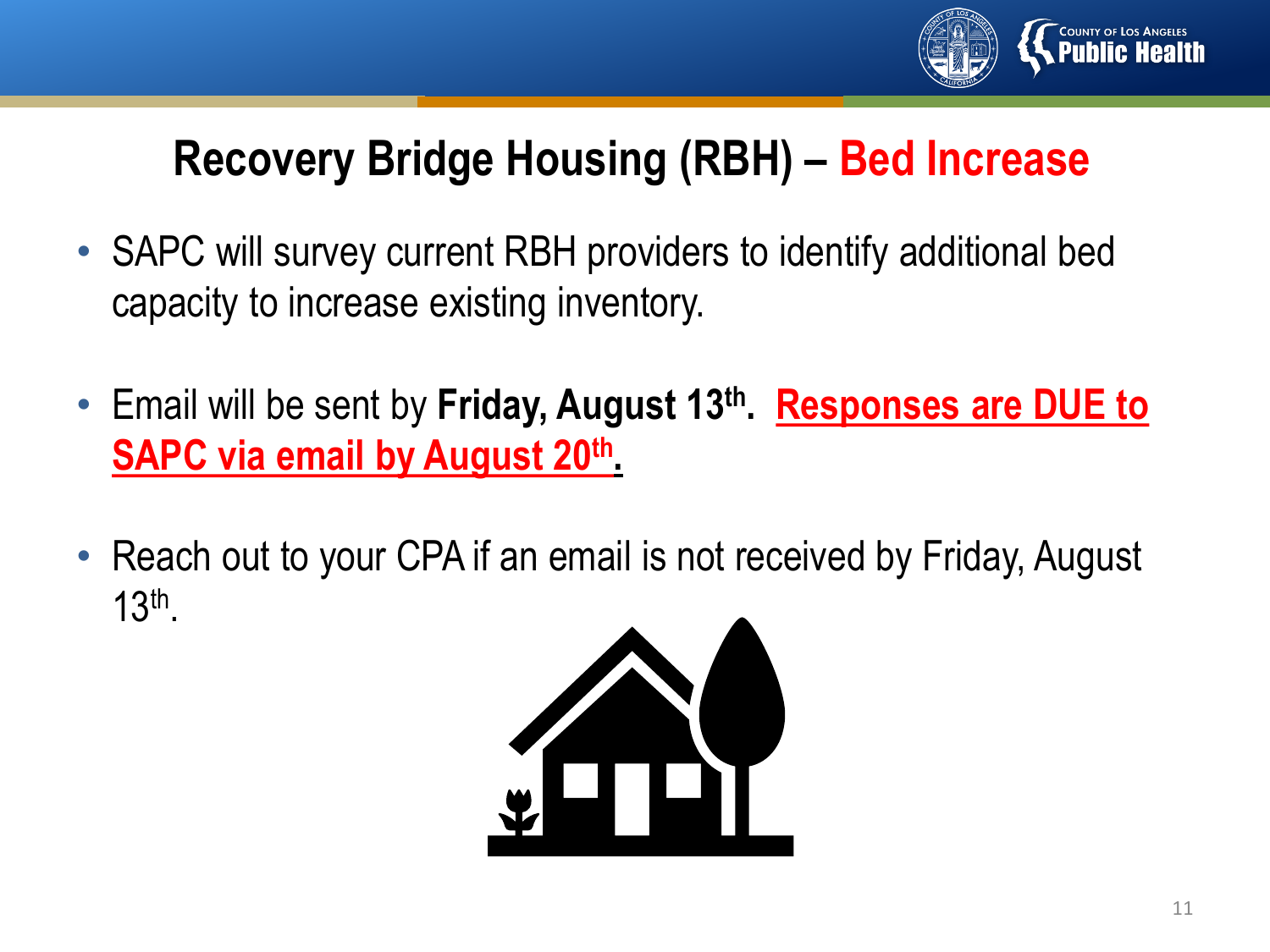# Recovery Bridge Housing (RBH) – Bed Increase

- SAPC will survey current RBH providers to identify additional bed capacity to increase existing inventory.
- Email will be sent by **Friday, August 13th**. **Responses are DUE to SAPC via email by August 20th.**
- Reach out to your CPA if an email is not received by Friday, August 13th.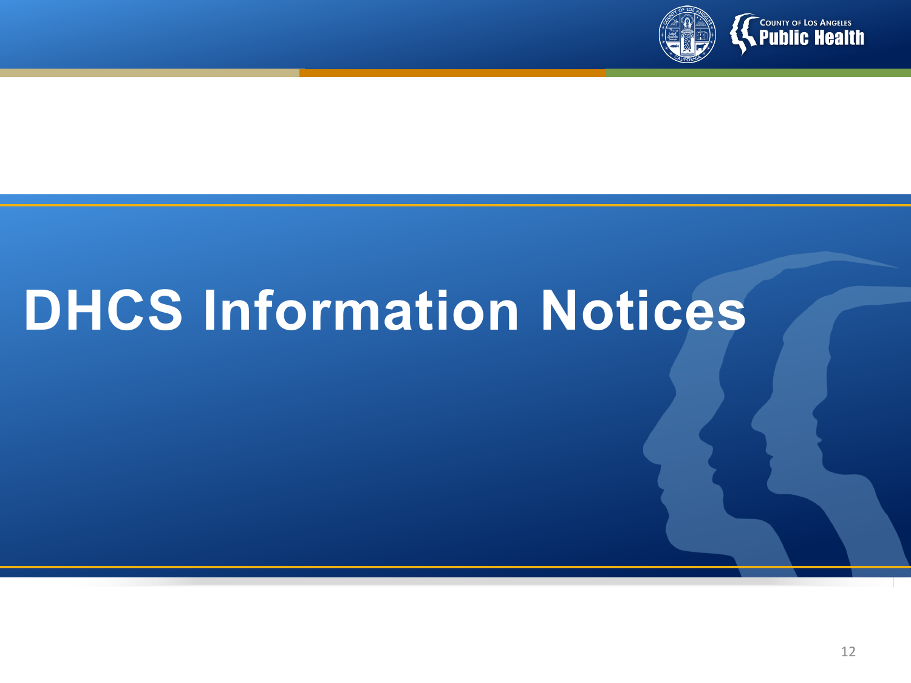# DHCS Information Notices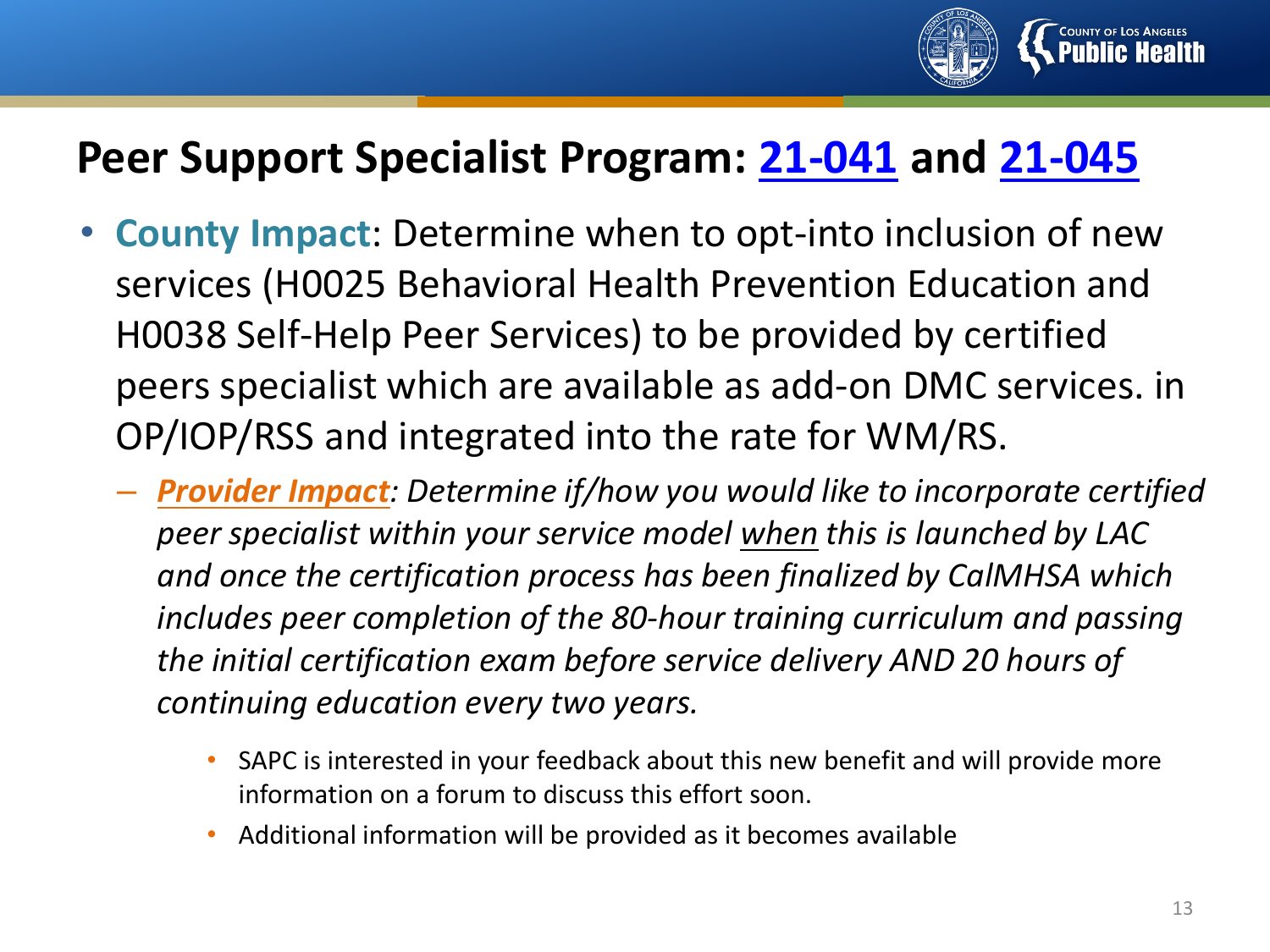# Peer Support Specialist Program: 21-041 and 21-045

- **County Impact**: Determine when to opt-into inclusion of new services (H0025 Behavioral Health Prevention Education and H0038 Self-Help Peer Services) to be provided by certified peers specialist which are available as add-on DMC services. in OP/IOP/RSS and integrated into the rate for WM/RS.
  - ***Provider Impact****: Determine if/how you would like to incorporate certified peer specialist within your service model when this is launched by LAC and once the certification process has been finalized by CalMHSA which includes peer completion of the 80-hour training curriculum and passing the initial certification exam before service delivery AND 20 hours of continuing education every two years.*
    - SAPC is interested in your feedback about this new benefit and will provide more information on a forum to discuss this effort soon.
    - Additional information will be provided as it becomes available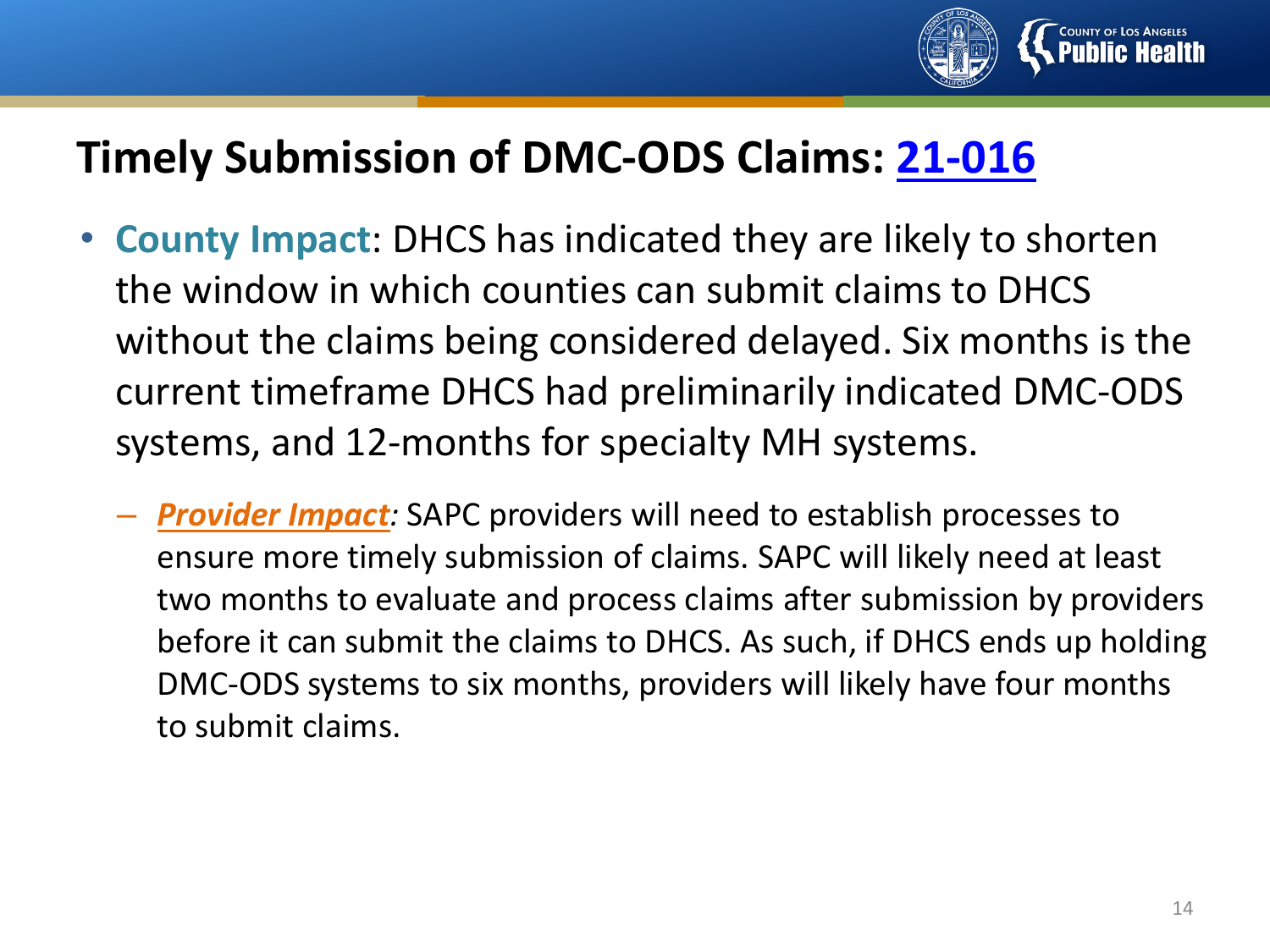# Timely Submission of DMC-ODS Claims: 21-016

- **County Impact**: DHCS has indicated they are likely to shorten the window in which counties can submit claims to DHCS without the claims being considered delayed. Six months is the current timeframe DHCS had preliminarily indicated DMC-ODS systems, and 12-months for specialty MH systems.
  - ***Provider Impact:*** SAPC providers will need to establish processes to ensure more timely submission of claims. SAPC will likely need at least two months to evaluate and process claims after submission by providers before it can submit the claims to DHCS. As such, if DHCS ends up holding DMC-ODS systems to six months, providers will likely have four months to submit claims.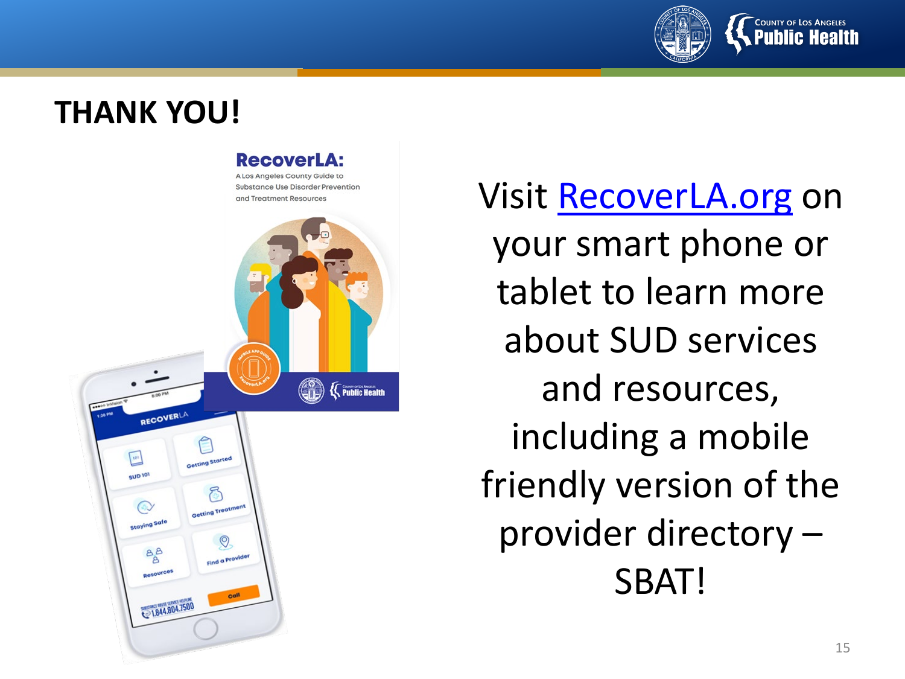# THANK YOU!

Visit [RecoverLA.org](RecoverLA.org) on your smart phone or tablet to learn more about SUD services and resources, including a mobile friendly version of the provider directory – SBAT!